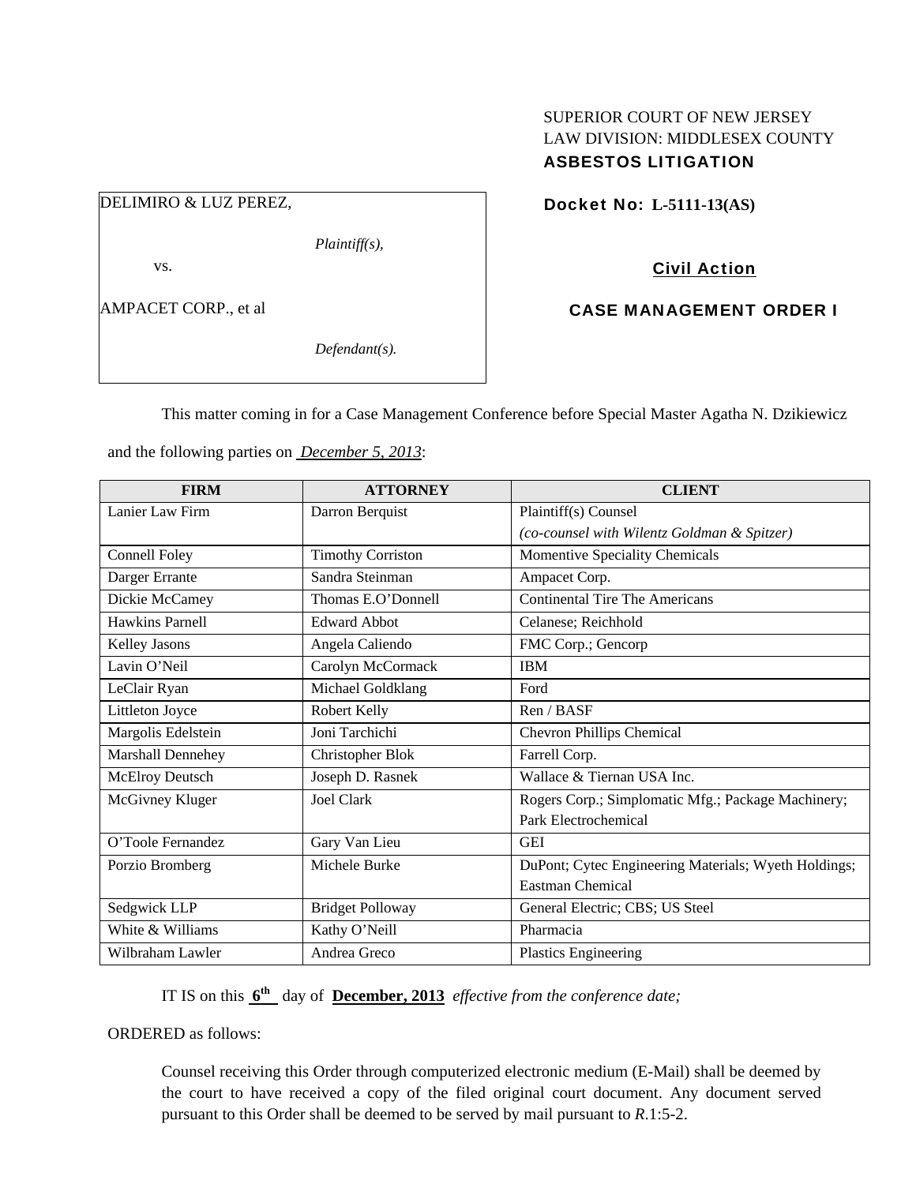SUPERIOR COURT OF NEW JERSEY
LAW DIVISION: MIDDLESEX COUNTY
**ASBESTOS LITIGATION**

DELIMIRO & LUZ PEREZ,

*Plaintiff(s),*

vs.

AMPACET CORP., et al

*Defendant(s).*

**Docket No: L-5111-13(AS)**

**Civil Action**

**CASE MANAGEMENT ORDER I**

This matter coming in for a Case Management Conference before Special Master Agatha N. Dzikiewicz and the following parties on *December 5, 2013*:

| FIRM | ATTORNEY | CLIENT |
|---|---|---|
| Lanier Law Firm | Darron Berquist | Plaintiff(s) Counsel *(co-counsel with Wilentz Goldman & Spitzer)* |
| Connell Foley | Timothy Corriston | Momentive Speciality Chemicals |
| Darger Errante | Sandra Steinman | Ampacet Corp. |
| Dickie McCamey | Thomas E.O'Donnell | Continental Tire The Americans |
| Hawkins Parnell | Edward Abbot | Celanese; Reichhold |
| Kelley Jasons | Angela Caliendo | FMC Corp.; Gencorp |
| Lavin O'Neil | Carolyn McCormack | IBM |
| LeClair Ryan | Michael Goldklang | Ford |
| Littleton Joyce | Robert Kelly | Ren / BASF |
| Margolis Edelstein | Joni Tarchichi | Chevron Phillips Chemical |
| Marshall Dennehey | Christopher Blok | Farrell Corp. |
| McElroy Deutsch | Joseph D. Rasnek | Wallace & Tiernan USA Inc. |
| McGivney Kluger | Joel Clark | Rogers Corp.; Simplomatic Mfg.; Package Machinery; Park Electrochemical |
| O'Toole Fernandez | Gary Van Lieu | GEI |
| Porzio Bromberg | Michele Burke | DuPont; Cytec Engineering Materials; Wyeth Holdings; Eastman Chemical |
| Sedgwick LLP | Bridget Polloway | General Electric; CBS; US Steel |
| White & Williams | Kathy O'Neill | Pharmacia |
| Wilbraham Lawler | Andrea Greco | Plastics Engineering |

IT IS on this **6th** day of **December, 2013** *effective from the conference date;*

ORDERED as follows:

Counsel receiving this Order through computerized electronic medium (E-Mail) shall be deemed by the court to have received a copy of the filed original court document. Any document served pursuant to this Order shall be deemed to be served by mail pursuant to *R*.1:5-2.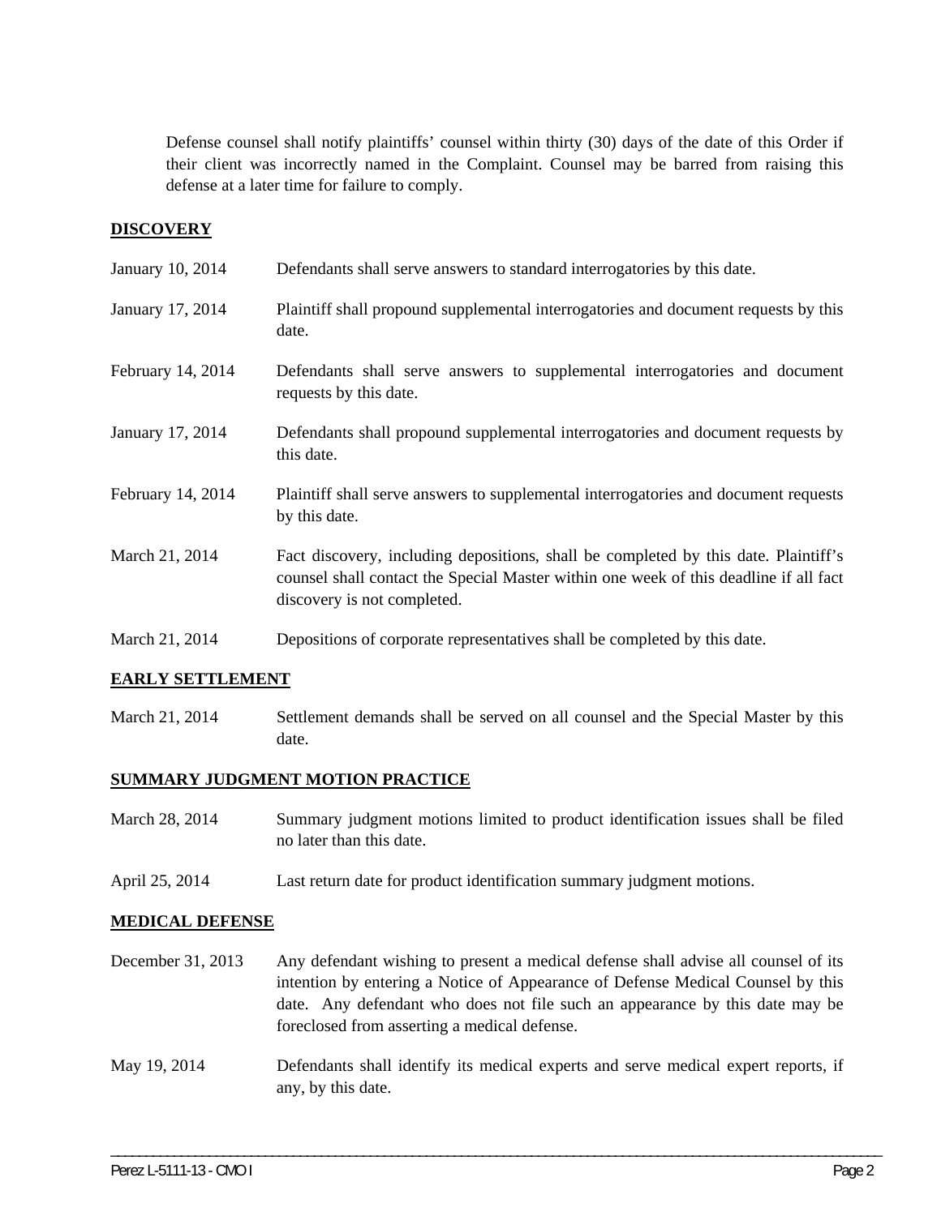Defense counsel shall notify plaintiffs' counsel within thirty (30) days of the date of this Order if their client was incorrectly named in the Complaint. Counsel may be barred from raising this defense at a later time for failure to comply.

**DISCOVERY**

| | |
|---|---|
| January 10, 2014 | Defendants shall serve answers to standard interrogatories by this date. |
| January 17, 2014 | Plaintiff shall propound supplemental interrogatories and document requests by this date. |
| February 14, 2014 | Defendants shall serve answers to supplemental interrogatories and document requests by this date. |
| January 17, 2014 | Defendants shall propound supplemental interrogatories and document requests by this date. |
| February 14, 2014 | Plaintiff shall serve answers to supplemental interrogatories and document requests by this date. |
| March 21, 2014 | Fact discovery, including depositions, shall be completed by this date. Plaintiff's counsel shall contact the Special Master within one week of this deadline if all fact discovery is not completed. |
| March 21, 2014 | Depositions of corporate representatives shall be completed by this date. |

**EARLY SETTLEMENT**

| | |
|---|---|
| March 21, 2014 | Settlement demands shall be served on all counsel and the Special Master by this date. |

**SUMMARY JUDGMENT MOTION PRACTICE**

| | |
|---|---|
| March 28, 2014 | Summary judgment motions limited to product identification issues shall be filed no later than this date. |
| April 25, 2014 | Last return date for product identification summary judgment motions. |

**MEDICAL DEFENSE**

| | |
|---|---|
| December 31, 2013 | Any defendant wishing to present a medical defense shall advise all counsel of its intention by entering a Notice of Appearance of Defense Medical Counsel by this date. Any defendant who does not file such an appearance by this date may be foreclosed from asserting a medical defense. |
| May 19, 2014 | Defendants shall identify its medical experts and serve medical expert reports, if any, by this date. |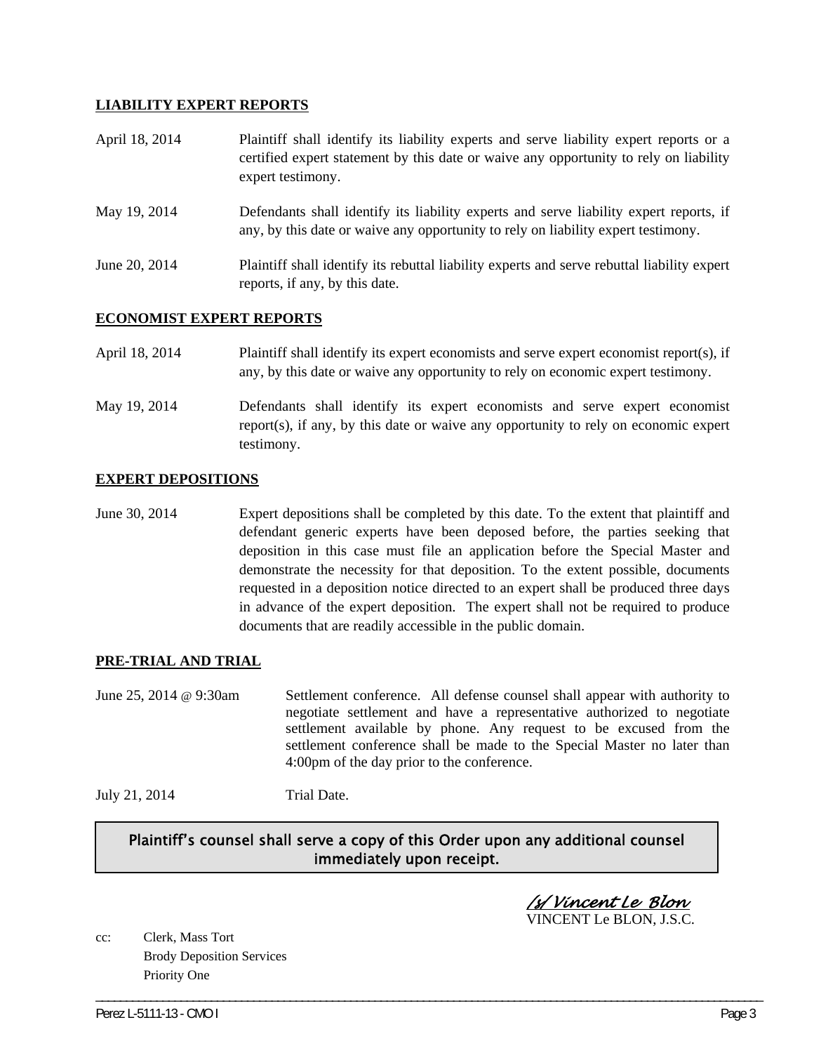**LIABILITY EXPERT REPORTS**

| | |
|---|---|
| April 18, 2014 | Plaintiff shall identify its liability experts and serve liability expert reports or a certified expert statement by this date or waive any opportunity to rely on liability expert testimony. |
| May 19, 2014 | Defendants shall identify its liability experts and serve liability expert reports, if any, by this date or waive any opportunity to rely on liability expert testimony. |
| June 20, 2014 | Plaintiff shall identify its rebuttal liability experts and serve rebuttal liability expert reports, if any, by this date. |

**ECONOMIST EXPERT REPORTS**

| | |
|---|---|
| April 18, 2014 | Plaintiff shall identify its expert economists and serve expert economist report(s), if any, by this date or waive any opportunity to rely on economic expert testimony. |
| May 19, 2014 | Defendants shall identify its expert economists and serve expert economist report(s), if any, by this date or waive any opportunity to rely on economic expert testimony. |

**EXPERT DEPOSITIONS**

| | |
|---|---|
| June 30, 2014 | Expert depositions shall be completed by this date. To the extent that plaintiff and defendant generic experts have been deposed before, the parties seeking that deposition in this case must file an application before the Special Master and demonstrate the necessity for that deposition. To the extent possible, documents requested in a deposition notice directed to an expert shall be produced three days in advance of the expert deposition. The expert shall not be required to produce documents that are readily accessible in the public domain. |

**PRE-TRIAL AND TRIAL**

| | |
|---|---|
| June 25, 2014 @ 9:30am | Settlement conference. All defense counsel shall appear with authority to negotiate settlement and have a representative authorized to negotiate settlement available by phone. Any request to be excused from the settlement conference shall be made to the Special Master no later than 4:00pm of the day prior to the conference. |
| July 21, 2014 | Trial Date. |

**Plaintiff's counsel shall serve a copy of this Order upon any additional counsel immediately upon receipt.**

/s/ Vincent Le Blon
VINCENT Le BLON, J.S.C.

cc: Clerk, Mass Tort
Brody Deposition Services
Priority One